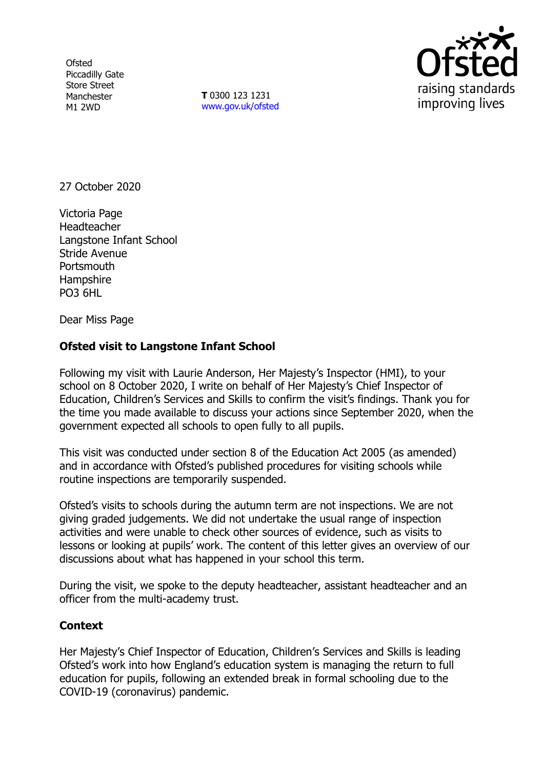Ofsted
Piccadilly Gate
Store Street
Manchester
M1 2WD

**T** 0300 123 1231
www.gov.uk/ofsted

27 October 2020

Victoria Page
Headteacher
Langstone Infant School
Stride Avenue
Portsmouth
Hampshire
PO3 6HL

Dear Miss Page

**Ofsted visit to Langstone Infant School**

Following my visit with Laurie Anderson, Her Majesty's Inspector (HMI), to your school on 8 October 2020, I write on behalf of Her Majesty's Chief Inspector of Education, Children's Services and Skills to confirm the visit's findings. Thank you for the time you made available to discuss your actions since September 2020, when the government expected all schools to open fully to all pupils.

This visit was conducted under section 8 of the Education Act 2005 (as amended) and in accordance with Ofsted's published procedures for visiting schools while routine inspections are temporarily suspended.

Ofsted's visits to schools during the autumn term are not inspections. We are not giving graded judgements. We did not undertake the usual range of inspection activities and were unable to check other sources of evidence, such as visits to lessons or looking at pupils' work. The content of this letter gives an overview of our discussions about what has happened in your school this term.

During the visit, we spoke to the deputy headteacher, assistant headteacher and an officer from the multi-academy trust.

**Context**

Her Majesty's Chief Inspector of Education, Children's Services and Skills is leading Ofsted's work into how England's education system is managing the return to full education for pupils, following an extended break in formal schooling due to the COVID-19 (coronavirus) pandemic.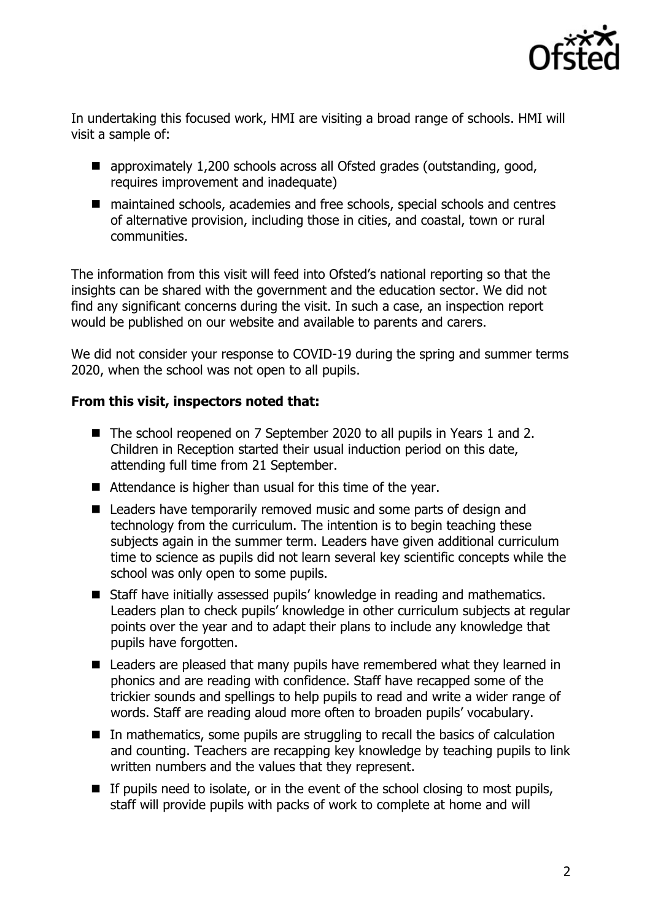In undertaking this focused work, HMI are visiting a broad range of schools. HMI will visit a sample of:

- approximately 1,200 schools across all Ofsted grades (outstanding, good, requires improvement and inadequate)
- maintained schools, academies and free schools, special schools and centres of alternative provision, including those in cities, and coastal, town or rural communities.

The information from this visit will feed into Ofsted's national reporting so that the insights can be shared with the government and the education sector. We did not find any significant concerns during the visit. In such a case, an inspection report would be published on our website and available to parents and carers.

We did not consider your response to COVID-19 during the spring and summer terms 2020, when the school was not open to all pupils.

**From this visit, inspectors noted that:**

- The school reopened on 7 September 2020 to all pupils in Years 1 and 2. Children in Reception started their usual induction period on this date, attending full time from 21 September.
- Attendance is higher than usual for this time of the year.
- Leaders have temporarily removed music and some parts of design and technology from the curriculum. The intention is to begin teaching these subjects again in the summer term. Leaders have given additional curriculum time to science as pupils did not learn several key scientific concepts while the school was only open to some pupils.
- Staff have initially assessed pupils' knowledge in reading and mathematics. Leaders plan to check pupils' knowledge in other curriculum subjects at regular points over the year and to adapt their plans to include any knowledge that pupils have forgotten.
- Leaders are pleased that many pupils have remembered what they learned in phonics and are reading with confidence. Staff have recapped some of the trickier sounds and spellings to help pupils to read and write a wider range of words. Staff are reading aloud more often to broaden pupils' vocabulary.
- In mathematics, some pupils are struggling to recall the basics of calculation and counting. Teachers are recapping key knowledge by teaching pupils to link written numbers and the values that they represent.
- If pupils need to isolate, or in the event of the school closing to most pupils, staff will provide pupils with packs of work to complete at home and will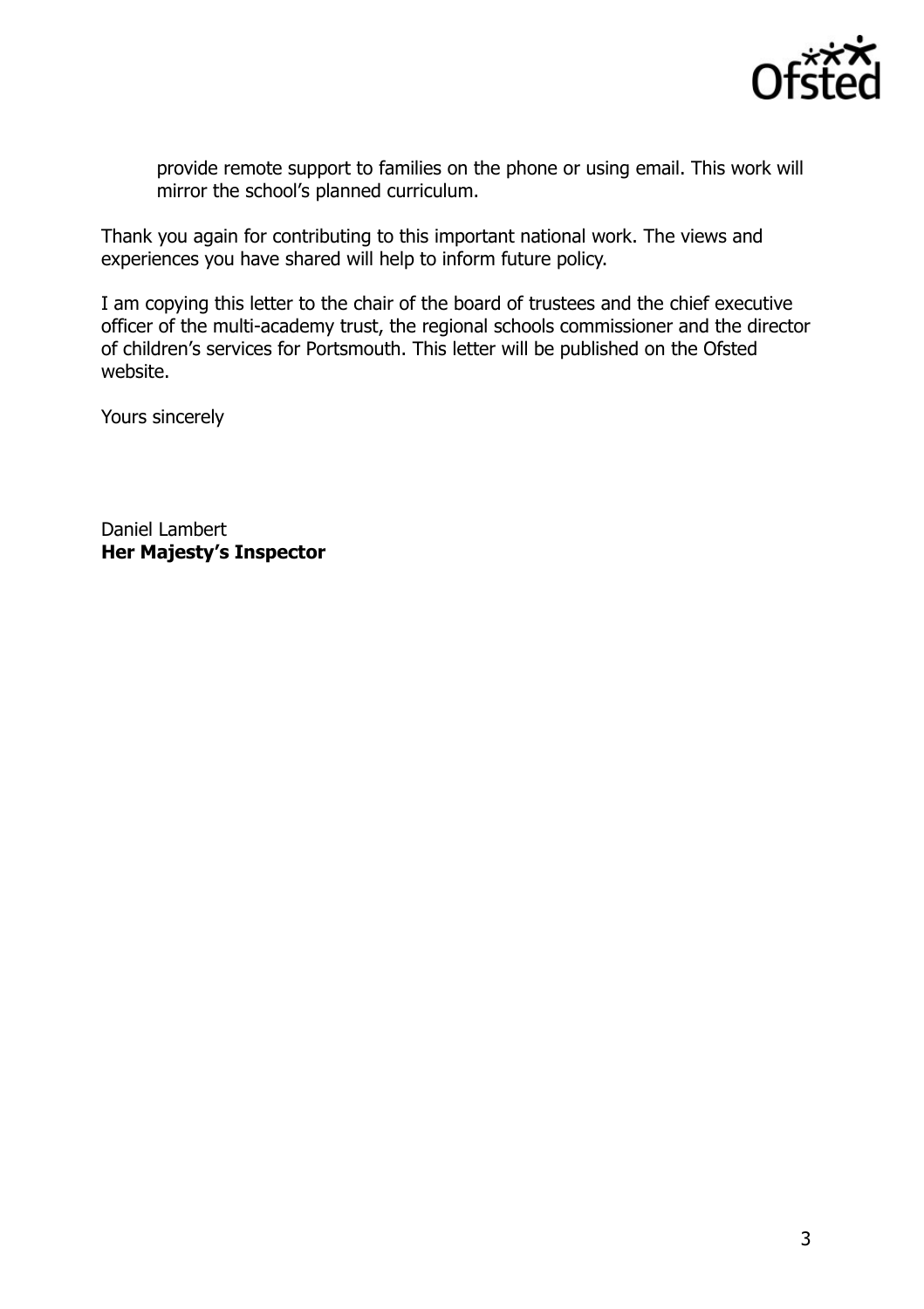provide remote support to families on the phone or using email. This work will mirror the school's planned curriculum.

Thank you again for contributing to this important national work. The views and experiences you have shared will help to inform future policy.

I am copying this letter to the chair of the board of trustees and the chief executive officer of the multi-academy trust, the regional schools commissioner and the director of children's services for Portsmouth. This letter will be published on the Ofsted website.

Yours sincerely

Daniel Lambert
**Her Majesty's Inspector**